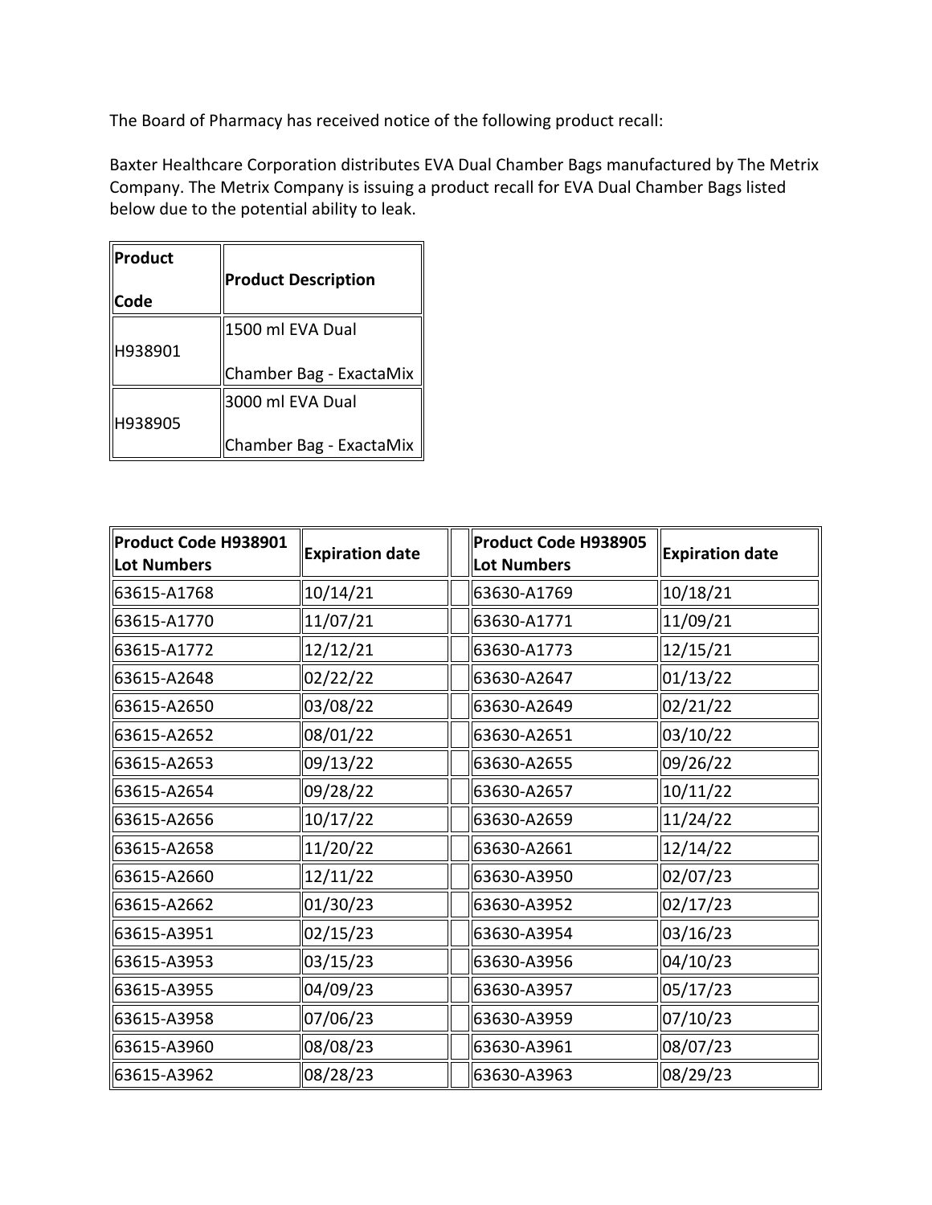The Board of Pharmacy has received notice of the following product recall:

Baxter Healthcare Corporation distributes EVA Dual Chamber Bags manufactured by The Metrix Company. The Metrix Company is issuing a product recall for EVA Dual Chamber Bags listed below due to the potential ability to leak.

| Product Code | Product Description |
|---|---|
| H938901 | 1500 ml EVA Dual Chamber Bag - ExactaMix |
| H938905 | 3000 ml EVA Dual Chamber Bag - ExactaMix |

| Product Code H938901 Lot Numbers | Expiration date | | Product Code H938905 Lot Numbers | Expiration date |
|---|---|---|---|---|
| 63615-A1768 | 10/14/21 | | 63630-A1769 | 10/18/21 |
| 63615-A1770 | 11/07/21 | | 63630-A1771 | 11/09/21 |
| 63615-A1772 | 12/12/21 | | 63630-A1773 | 12/15/21 |
| 63615-A2648 | 02/22/22 | | 63630-A2647 | 01/13/22 |
| 63615-A2650 | 03/08/22 | | 63630-A2649 | 02/21/22 |
| 63615-A2652 | 08/01/22 | | 63630-A2651 | 03/10/22 |
| 63615-A2653 | 09/13/22 | | 63630-A2655 | 09/26/22 |
| 63615-A2654 | 09/28/22 | | 63630-A2657 | 10/11/22 |
| 63615-A2656 | 10/17/22 | | 63630-A2659 | 11/24/22 |
| 63615-A2658 | 11/20/22 | | 63630-A2661 | 12/14/22 |
| 63615-A2660 | 12/11/22 | | 63630-A3950 | 02/07/23 |
| 63615-A2662 | 01/30/23 | | 63630-A3952 | 02/17/23 |
| 63615-A3951 | 02/15/23 | | 63630-A3954 | 03/16/23 |
| 63615-A3953 | 03/15/23 | | 63630-A3956 | 04/10/23 |
| 63615-A3955 | 04/09/23 | | 63630-A3957 | 05/17/23 |
| 63615-A3958 | 07/06/23 | | 63630-A3959 | 07/10/23 |
| 63615-A3960 | 08/08/23 | | 63630-A3961 | 08/07/23 |
| 63615-A3962 | 08/28/23 | | 63630-A3963 | 08/29/23 |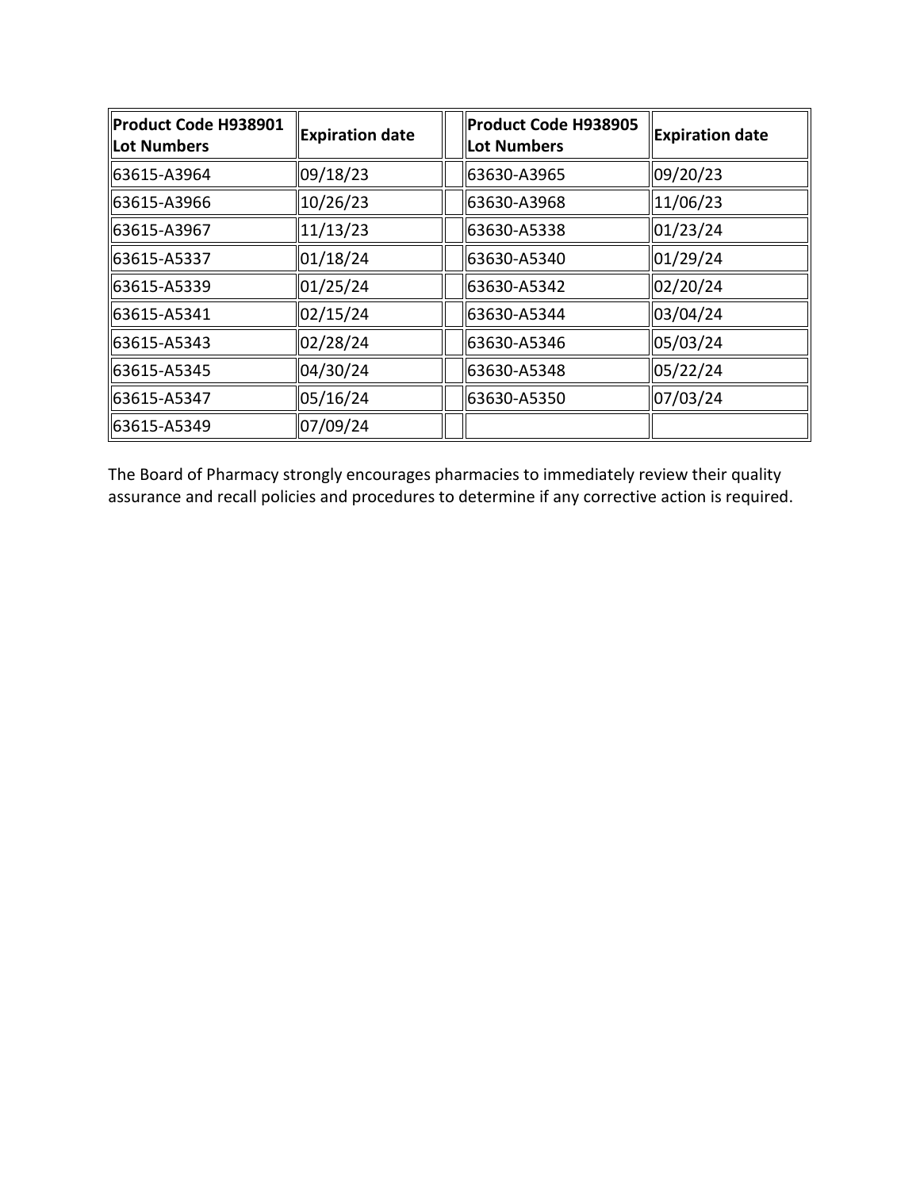| Product Code H938901 Lot Numbers | Expiration date | | Product Code H938905 Lot Numbers | Expiration date |
|---|---|---|---|---|
| 63615-A3964 | 09/18/23 | | 63630-A3965 | 09/20/23 |
| 63615-A3966 | 10/26/23 | | 63630-A3968 | 11/06/23 |
| 63615-A3967 | 11/13/23 | | 63630-A5338 | 01/23/24 |
| 63615-A5337 | 01/18/24 | | 63630-A5340 | 01/29/24 |
| 63615-A5339 | 01/25/24 | | 63630-A5342 | 02/20/24 |
| 63615-A5341 | 02/15/24 | | 63630-A5344 | 03/04/24 |
| 63615-A5343 | 02/28/24 | | 63630-A5346 | 05/03/24 |
| 63615-A5345 | 04/30/24 | | 63630-A5348 | 05/22/24 |
| 63615-A5347 | 05/16/24 | | 63630-A5350 | 07/03/24 |
| 63615-A5349 | 07/09/24 | | | |

The Board of Pharmacy strongly encourages pharmacies to immediately review their quality assurance and recall policies and procedures to determine if any corrective action is required.